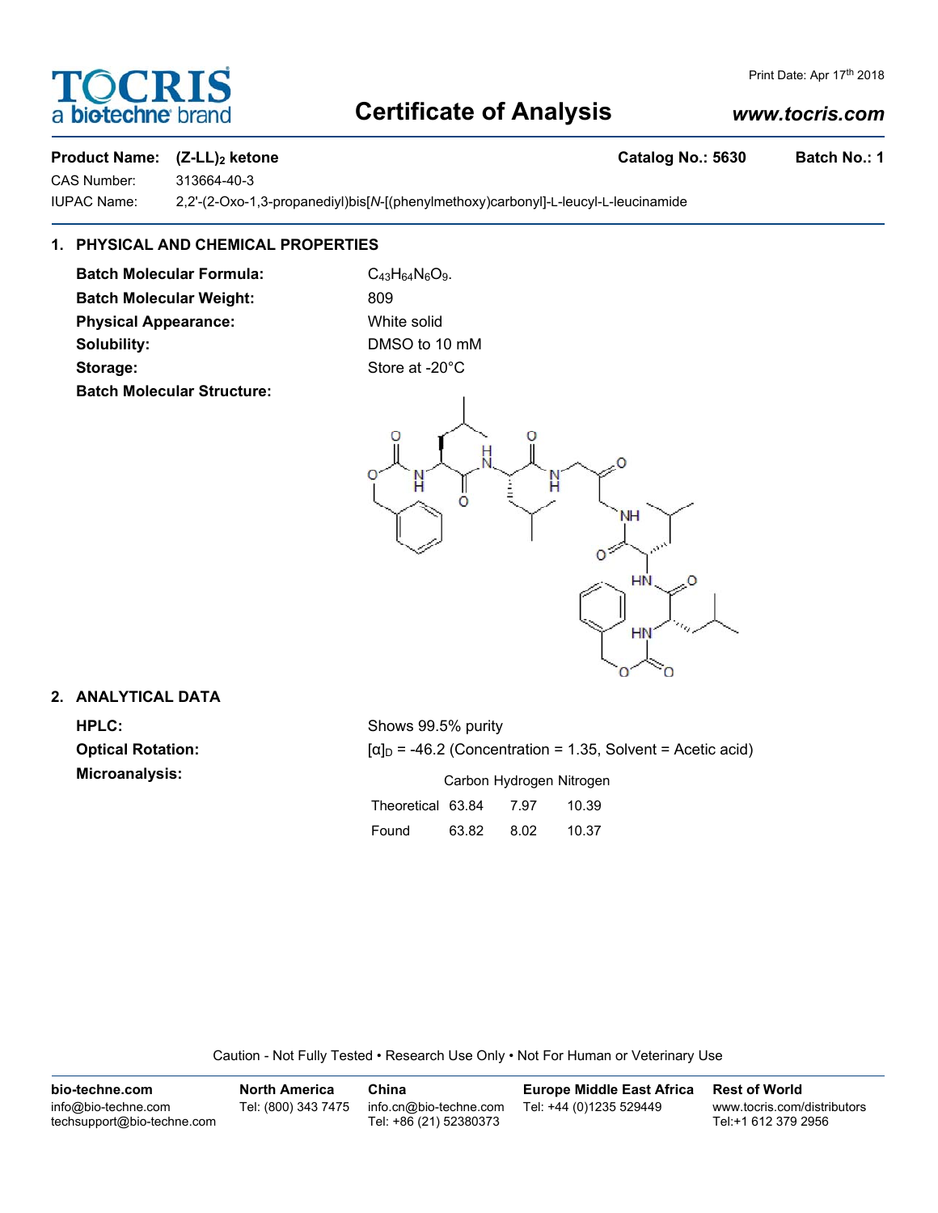# Certificate of Analysis

Print Date: Apr 17th 2018

www.tocris.com

**Product Name:** **(Z-LL)$_2$ ketone** **Catalog No.: 5630** **Batch No.: 1**

CAS Number: 313664-40-3

IUPAC Name: 2,2'-(2-Oxo-1,3-propanediyl)bis[*N*-[(phenylmethoxy)carbonyl]-L-leucyl-L-leucinamide

## 1. PHYSICAL AND CHEMICAL PROPERTIES

**Batch Molecular Formula:** $C_{43}H_{64}N_6O_9$.

**Batch Molecular Weight:** 809

**Physical Appearance:** White solid

**Solubility:** DMSO to 10 mM

**Storage:** Store at -20°C

**Batch Molecular Structure:**

## 2. ANALYTICAL DATA

**HPLC:** Shows 99.5% purity

**Optical Rotation:** $[\alpha]_D$ = -46.2 (Concentration = 1.35, Solvent = Acetic acid)

**Microanalysis:**

| | Carbon | Hydrogen | Nitrogen |
|---|---|---|---|
| Theoretical | 63.84 | 7.97 | 10.39 |
| Found | 63.82 | 8.02 | 10.37 |

Caution - Not Fully Tested • Research Use Only • Not For Human or Veterinary Use

**bio-techne.com**
info@bio-techne.com
techsupport@bio-techne.com

**North America**
Tel: (800) 343 7475

**China**
info.cn@bio-techne.com
Tel: +86 (21) 52380373

**Europe Middle East Africa**
Tel: +44 (0)1235 529449

**Rest of World**
www.tocris.com/distributors
Tel:+1 612 379 2956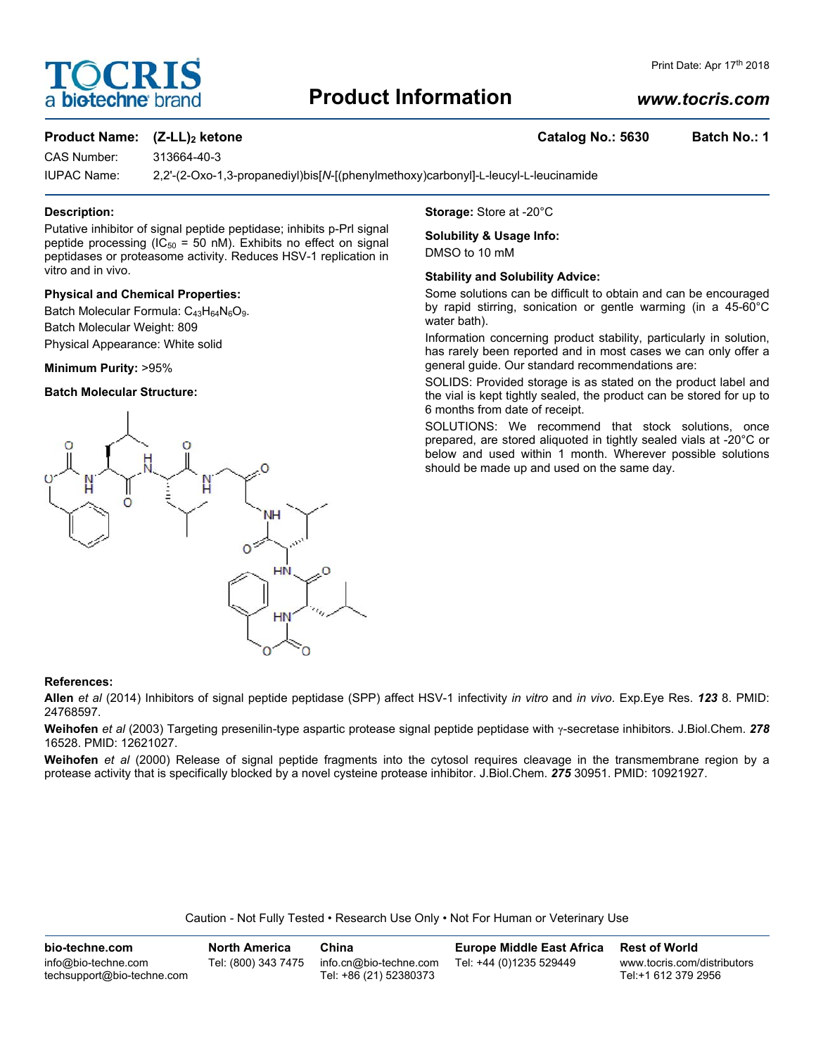# Product Information

**www.tocris.com**

**Product Name:** **(Z-LL)$_2$ ketone** **Catalog No.: 5630** **Batch No.: 1**

CAS Number: 313664-40-3

IUPAC Name: 2,2'-(2-Oxo-1,3-propanediyl)bis[*N*-[(phenylmethoxy)carbonyl]-L-leucyl-L-leucinamide

### Description:

Putative inhibitor of signal peptide peptidase; inhibits p-Prl signal peptide processing ($IC_{50}$ = 50 nM). Exhibits no effect on signal peptidases or proteasome activity. Reduces HSV-1 replication in vitro and in vivo.

### Physical and Chemical Properties:

Batch Molecular Formula: $C_{43}H_{64}N_6O_9$.

Batch Molecular Weight: 809

Physical Appearance: White solid

**Minimum Purity:** >95%

### Batch Molecular Structure:

**Storage:** Store at -20°C

### Solubility & Usage Info:

DMSO to 10 mM

### Stability and Solubility Advice:

Some solutions can be difficult to obtain and can be encouraged by rapid stirring, sonication or gentle warming (in a 45-60°C water bath).

Information concerning product stability, particularly in solution, has rarely been reported and in most cases we can only offer a general guide. Our standard recommendations are:

SOLIDS: Provided storage is as stated on the product label and the vial is kept tightly sealed, the product can be stored for up to 6 months from date of receipt.

SOLUTIONS: We recommend that stock solutions, once prepared, are stored aliquoted in tightly sealed vials at -20°C or below and used within 1 month. Wherever possible solutions should be made up and used on the same day.

### References:

**Allen** *et al* (2014) Inhibitors of signal peptide peptidase (SPP) affect HSV-1 infectivity *in vitro* and *in vivo*. Exp.Eye Res. ***123*** 8. PMID: 24768597.

**Weihofen** *et al* (2003) Targeting presenilin-type aspartic protease signal peptide peptidase with γ-secretase inhibitors. J.Biol.Chem. ***278*** 16528. PMID: 12621027.

**Weihofen** *et al* (2000) Release of signal peptide fragments into the cytosol requires cleavage in the transmembrane region by a protease activity that is specifically blocked by a novel cysteine protease inhibitor. J.Biol.Chem. ***275*** 30951. PMID: 10921927.

Caution - Not Fully Tested • Research Use Only • Not For Human or Veterinary Use

**bio-techne.com**
info@bio-techne.com
techsupport@bio-techne.com

**North America**
Tel: (800) 343 7475

**China**
info.cn@bio-techne.com
Tel: +86 (21) 52380373

**Europe Middle East Africa**
Tel: +44 (0)1235 529449

**Rest of World**
www.tocris.com/distributors
Tel:+1 612 379 2956